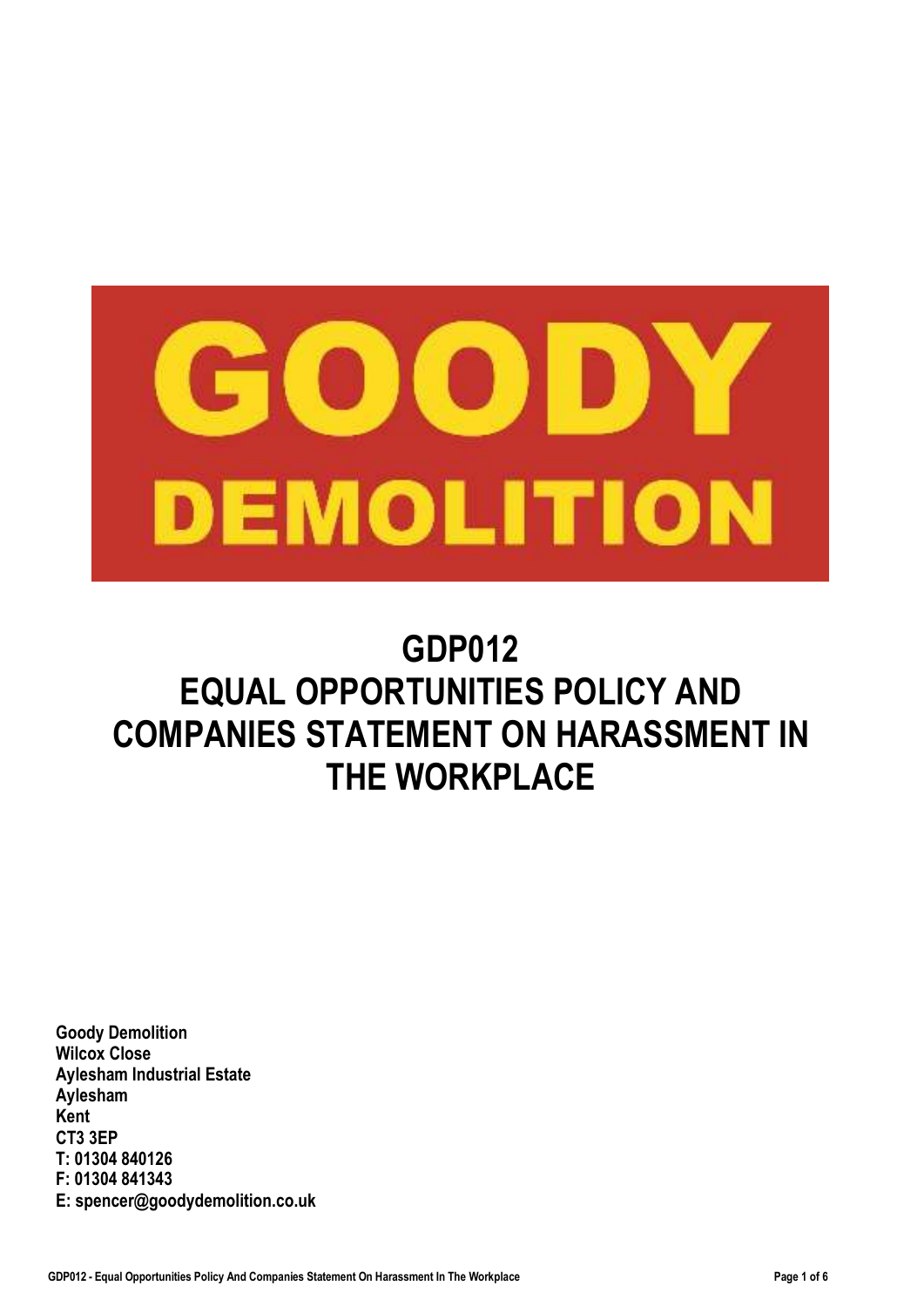GOODY DEMOLITION

# GDP012
# EQUAL OPPORTUNITIES POLICY AND COMPANIES STATEMENT ON HARASSMENT IN THE WORKPLACE

**Goody Demolition**
**Wilcox Close**
**Aylesham Industrial Estate**
**Aylesham**
**Kent**
**CT3 3EP**
**T: 01304 840126**
**F: 01304 841343**
**E: spencer@goodydemolition.co.uk**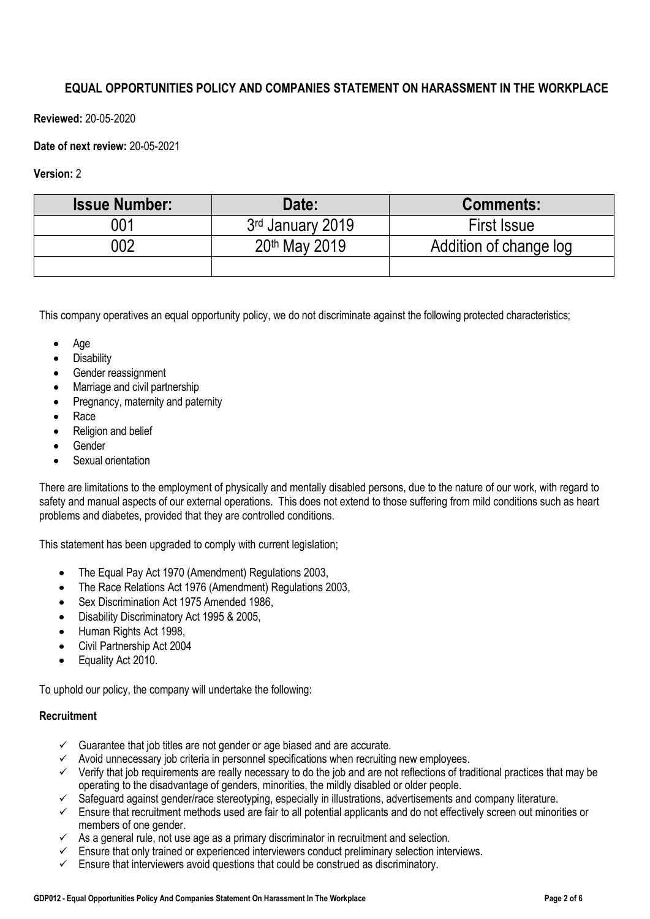## EQUAL OPPORTUNITIES POLICY AND COMPANIES STATEMENT ON HARASSMENT IN THE WORKPLACE

**Reviewed:** 20-05-2020

**Date of next review:** 20-05-2021

**Version:** 2

| Issue Number: | Date: | Comments: |
|---|---|---|
| 001 | 3rd January 2019 | First Issue |
| 002 | 20th May 2019 | Addition of change log |
| | | |

This company operatives an equal opportunity policy, we do not discriminate against the following protected characteristics;

- Age
- Disability
- Gender reassignment
- Marriage and civil partnership
- Pregnancy, maternity and paternity
- Race
- Religion and belief
- Gender
- Sexual orientation

There are limitations to the employment of physically and mentally disabled persons, due to the nature of our work, with regard to safety and manual aspects of our external operations. This does not extend to those suffering from mild conditions such as heart problems and diabetes, provided that they are controlled conditions.

This statement has been upgraded to comply with current legislation;

- The Equal Pay Act 1970 (Amendment) Regulations 2003,
- The Race Relations Act 1976 (Amendment) Regulations 2003,
- Sex Discrimination Act 1975 Amended 1986,
- Disability Discriminatory Act 1995 & 2005,
- Human Rights Act 1998,
- Civil Partnership Act 2004
- Equality Act 2010.

To uphold our policy, the company will undertake the following:

**Recruitment**

- ✓ Guarantee that job titles are not gender or age biased and are accurate.
- ✓ Avoid unnecessary job criteria in personnel specifications when recruiting new employees.
- ✓ Verify that job requirements are really necessary to do the job and are not reflections of traditional practices that may be operating to the disadvantage of genders, minorities, the mildly disabled or older people.
- ✓ Safeguard against gender/race stereotyping, especially in illustrations, advertisements and company literature.
- ✓ Ensure that recruitment methods used are fair to all potential applicants and do not effectively screen out minorities or members of one gender.
- ✓ As a general rule, not use age as a primary discriminator in recruitment and selection.
- ✓ Ensure that only trained or experienced interviewers conduct preliminary selection interviews.
- ✓ Ensure that interviewers avoid questions that could be construed as discriminatory.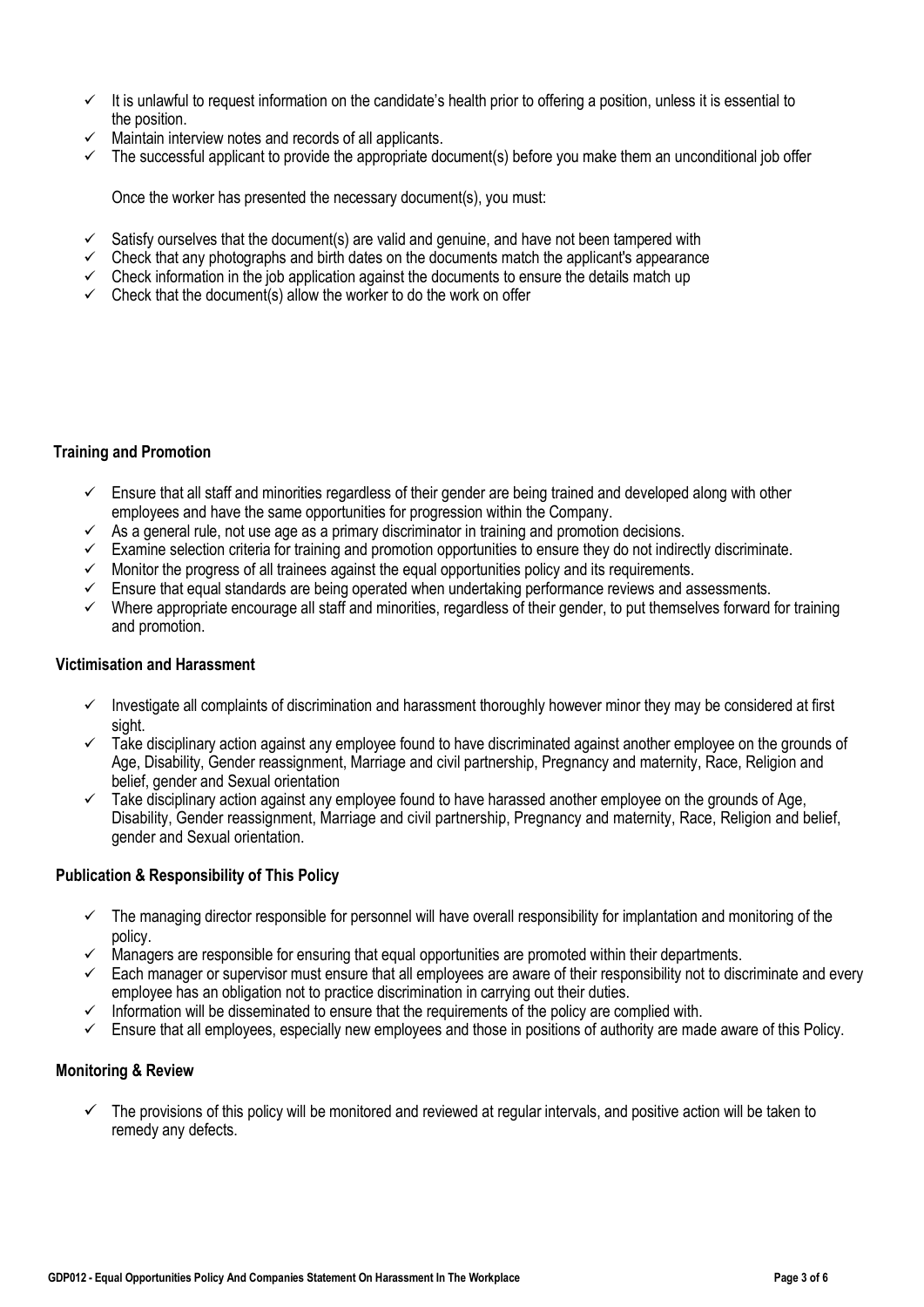- ✓ It is unlawful to request information on the candidate's health prior to offering a position, unless it is essential to the position.
- ✓ Maintain interview notes and records of all applicants.
- ✓ The successful applicant to provide the appropriate document(s) before you make them an unconditional job offer

Once the worker has presented the necessary document(s), you must:

- ✓ Satisfy ourselves that the document(s) are valid and genuine, and have not been tampered with
- ✓ Check that any photographs and birth dates on the documents match the applicant's appearance
- ✓ Check information in the job application against the documents to ensure the details match up
- ✓ Check that the document(s) allow the worker to do the work on offer

**Training and Promotion**

- ✓ Ensure that all staff and minorities regardless of their gender are being trained and developed along with other employees and have the same opportunities for progression within the Company.
- ✓ As a general rule, not use age as a primary discriminator in training and promotion decisions.
- ✓ Examine selection criteria for training and promotion opportunities to ensure they do not indirectly discriminate.
- ✓ Monitor the progress of all trainees against the equal opportunities policy and its requirements.
- ✓ Ensure that equal standards are being operated when undertaking performance reviews and assessments.
- ✓ Where appropriate encourage all staff and minorities, regardless of their gender, to put themselves forward for training and promotion.

**Victimisation and Harassment**

- ✓ Investigate all complaints of discrimination and harassment thoroughly however minor they may be considered at first sight.
- ✓ Take disciplinary action against any employee found to have discriminated against another employee on the grounds of Age, Disability, Gender reassignment, Marriage and civil partnership, Pregnancy and maternity, Race, Religion and belief, gender and Sexual orientation
- ✓ Take disciplinary action against any employee found to have harassed another employee on the grounds of Age, Disability, Gender reassignment, Marriage and civil partnership, Pregnancy and maternity, Race, Religion and belief, gender and Sexual orientation.

**Publication & Responsibility of This Policy**

- ✓ The managing director responsible for personnel will have overall responsibility for implantation and monitoring of the policy.
- ✓ Managers are responsible for ensuring that equal opportunities are promoted within their departments.
- ✓ Each manager or supervisor must ensure that all employees are aware of their responsibility not to discriminate and every employee has an obligation not to practice discrimination in carrying out their duties.
- ✓ Information will be disseminated to ensure that the requirements of the policy are complied with.
- ✓ Ensure that all employees, especially new employees and those in positions of authority are made aware of this Policy.

**Monitoring & Review**

- ✓ The provisions of this policy will be monitored and reviewed at regular intervals, and positive action will be taken to remedy any defects.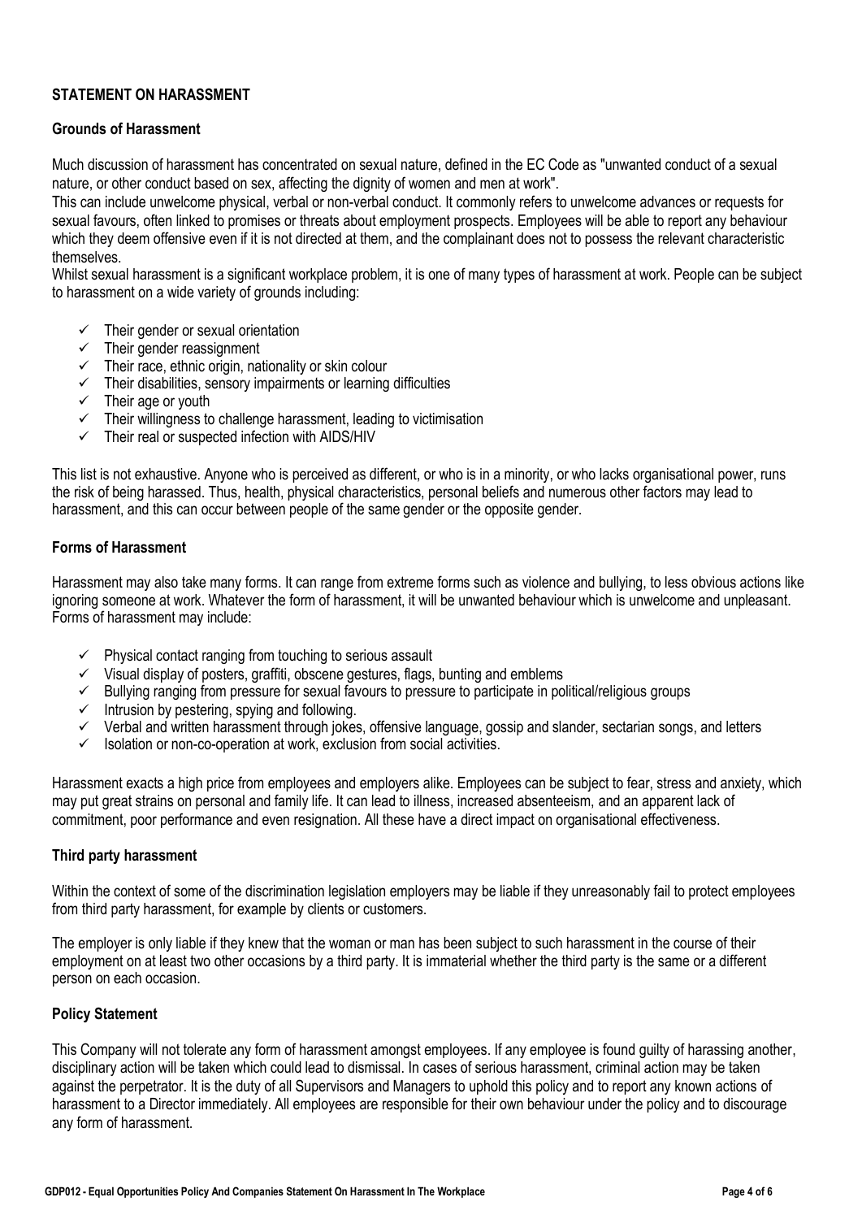## STATEMENT ON HARASSMENT

### Grounds of Harassment

Much discussion of harassment has concentrated on sexual nature, defined in the EC Code as "unwanted conduct of a sexual nature, or other conduct based on sex, affecting the dignity of women and men at work".

This can include unwelcome physical, verbal or non-verbal conduct. It commonly refers to unwelcome advances or requests for sexual favours, often linked to promises or threats about employment prospects. Employees will be able to report any behaviour which they deem offensive even if it is not directed at them, and the complainant does not to possess the relevant characteristic themselves.

Whilst sexual harassment is a significant workplace problem, it is one of many types of harassment at work. People can be subject to harassment on a wide variety of grounds including:

- ✓ Their gender or sexual orientation
- ✓ Their gender reassignment
- ✓ Their race, ethnic origin, nationality or skin colour
- ✓ Their disabilities, sensory impairments or learning difficulties
- ✓ Their age or youth
- ✓ Their willingness to challenge harassment, leading to victimisation
- ✓ Their real or suspected infection with AIDS/HIV

This list is not exhaustive. Anyone who is perceived as different, or who is in a minority, or who lacks organisational power, runs the risk of being harassed. Thus, health, physical characteristics, personal beliefs and numerous other factors may lead to harassment, and this can occur between people of the same gender or the opposite gender.

### Forms of Harassment

Harassment may also take many forms. It can range from extreme forms such as violence and bullying, to less obvious actions like ignoring someone at work. Whatever the form of harassment, it will be unwanted behaviour which is unwelcome and unpleasant. Forms of harassment may include:

- ✓ Physical contact ranging from touching to serious assault
- ✓ Visual display of posters, graffiti, obscene gestures, flags, bunting and emblems
- ✓ Bullying ranging from pressure for sexual favours to pressure to participate in political/religious groups
- ✓ Intrusion by pestering, spying and following.
- ✓ Verbal and written harassment through jokes, offensive language, gossip and slander, sectarian songs, and letters
- ✓ Isolation or non-co-operation at work, exclusion from social activities.

Harassment exacts a high price from employees and employers alike. Employees can be subject to fear, stress and anxiety, which may put great strains on personal and family life. It can lead to illness, increased absenteeism, and an apparent lack of commitment, poor performance and even resignation. All these have a direct impact on organisational effectiveness.

### Third party harassment

Within the context of some of the discrimination legislation employers may be liable if they unreasonably fail to protect employees from third party harassment, for example by clients or customers.

The employer is only liable if they knew that the woman or man has been subject to such harassment in the course of their employment on at least two other occasions by a third party. It is immaterial whether the third party is the same or a different person on each occasion.

### Policy Statement

This Company will not tolerate any form of harassment amongst employees. If any employee is found guilty of harassing another, disciplinary action will be taken which could lead to dismissal. In cases of serious harassment, criminal action may be taken against the perpetrator. It is the duty of all Supervisors and Managers to uphold this policy and to report any known actions of harassment to a Director immediately. All employees are responsible for their own behaviour under the policy and to discourage any form of harassment.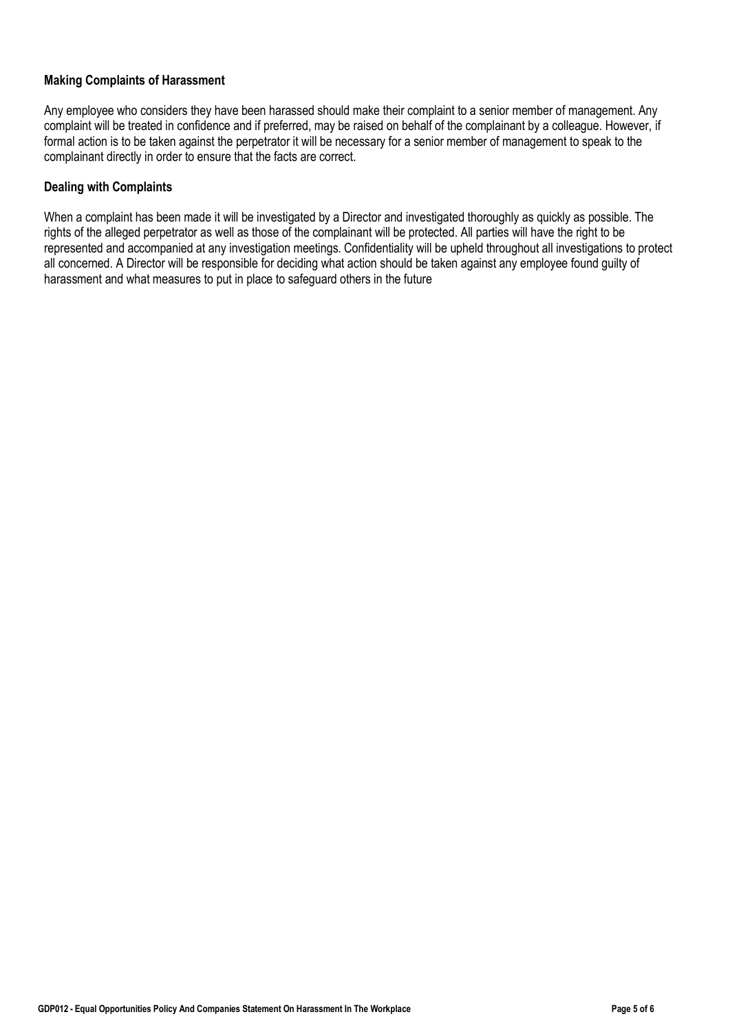**Making Complaints of Harassment**

Any employee who considers they have been harassed should make their complaint to a senior member of management. Any complaint will be treated in confidence and if preferred, may be raised on behalf of the complainant by a colleague. However, if formal action is to be taken against the perpetrator it will be necessary for a senior member of management to speak to the complainant directly in order to ensure that the facts are correct.

**Dealing with Complaints**

When a complaint has been made it will be investigated by a Director and investigated thoroughly as quickly as possible. The rights of the alleged perpetrator as well as those of the complainant will be protected. All parties will have the right to be represented and accompanied at any investigation meetings. Confidentiality will be upheld throughout all investigations to protect all concerned. A Director will be responsible for deciding what action should be taken against any employee found guilty of harassment and what measures to put in place to safeguard others in the future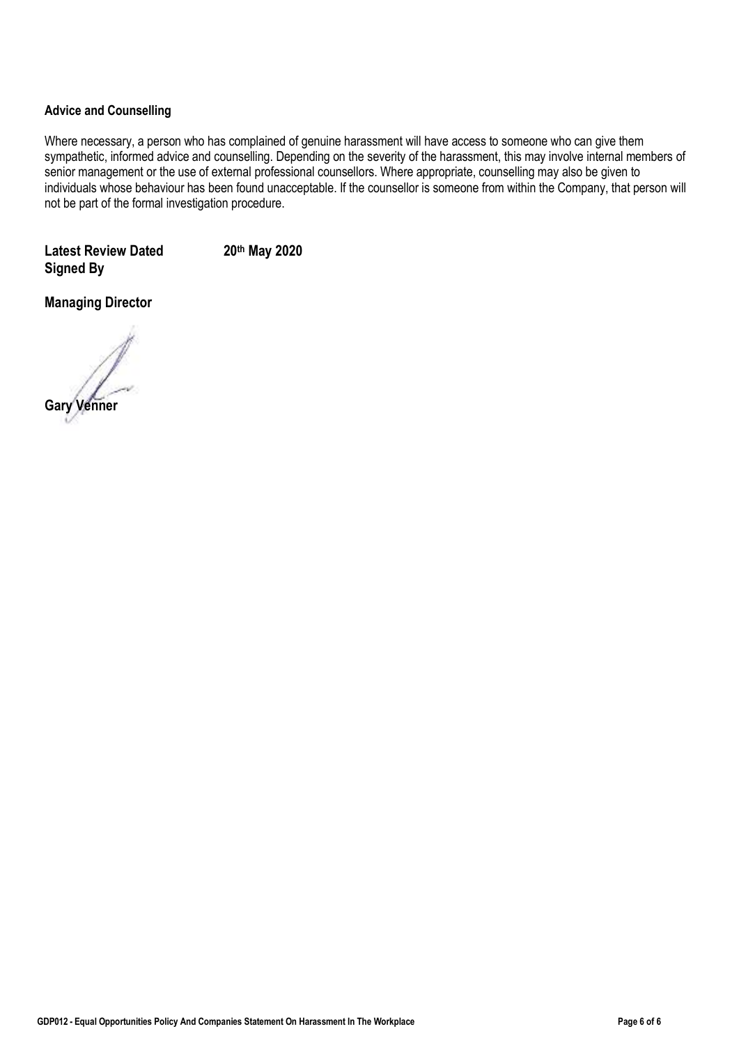**Advice and Counselling**

Where necessary, a person who has complained of genuine harassment will have access to someone who can give them sympathetic, informed advice and counselling. Depending on the severity of the harassment, this may involve internal members of senior management or the use of external professional counsellors. Where appropriate, counselling may also be given to individuals whose behaviour has been found unacceptable. If the counsellor is someone from within the Company, that person will not be part of the formal investigation procedure.

**Latest Review Dated** **20th May 2020**
**Signed By**

**Managing Director**

**Gary Venner**